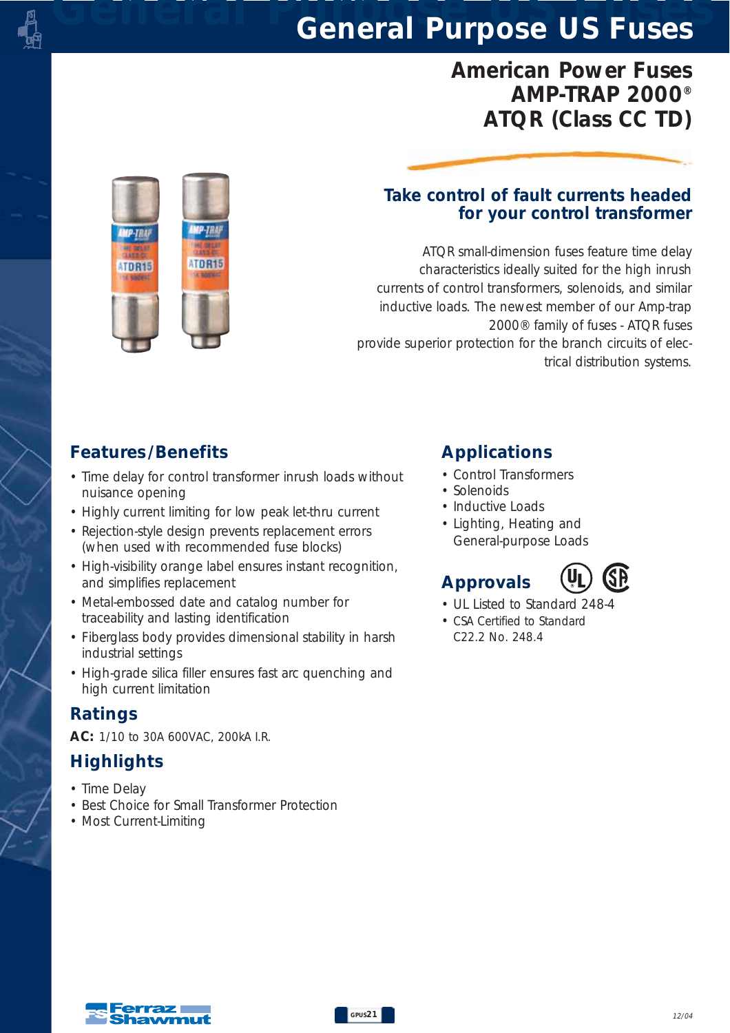# General Purpose US Fuses

## American Power Fuses
## AMP-TRAP 2000®
## ATQR (Class CC TD)

### Take control of fault currents headed for your control transformer

ATQR small-dimension fuses feature time delay characteristics ideally suited for the high inrush currents of control transformers, solenoids, and similar inductive loads. The newest member of our Amp-trap 2000® family of fuses - ATQR fuses provide superior protection for the branch circuits of electrical distribution systems.

## Features/Benefits

- Time delay for control transformer inrush loads without nuisance opening
- Highly current limiting for low peak let-thru current
- Rejection-style design prevents replacement errors (when used with recommended fuse blocks)
- High-visibility orange label ensures instant recognition, and simplifies replacement
- Metal-embossed date and catalog number for traceability and lasting identification
- Fiberglass body provides dimensional stability in harsh industrial settings
- High-grade silica filler ensures fast arc quenching and high current limitation

## Ratings

**AC:** 1/10 to 30A 600VAC, 200kA I.R.

## Highlights

- Time Delay
- Best Choice for Small Transformer Protection
- Most Current-Limiting

## Applications

- Control Transformers
- Solenoids
- Inductive Loads
- Lighting, Heating and General-purpose Loads

## Approvals

- UL Listed to Standard 248-4
- CSA Certified to Standard C22.2 No. 248.4

Ferraz Shawmut

12/04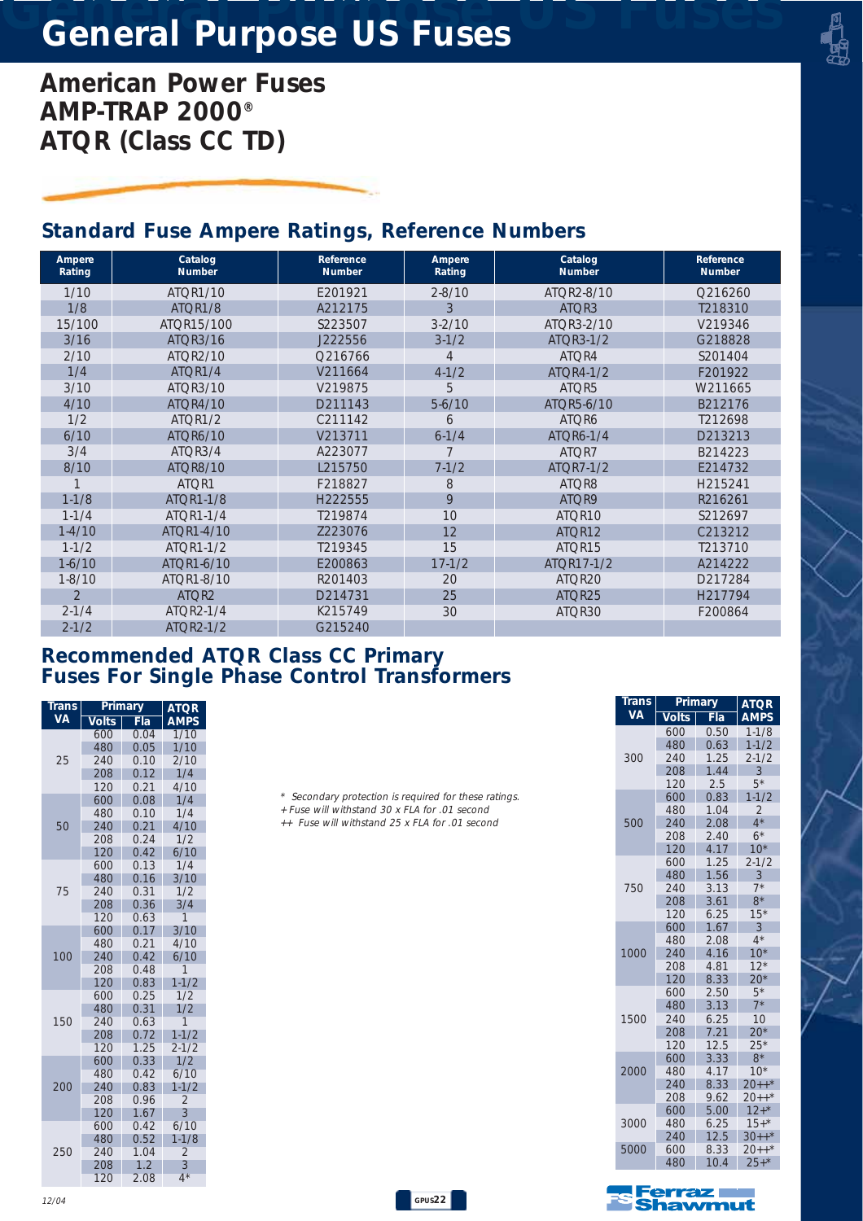# General Purpose US Fuses

## American Power Fuses
## AMP-TRAP 2000®
## ATQR (Class CC TD)

## Standard Fuse Ampere Ratings, Reference Numbers

| Ampere Rating | Catalog Number | Reference Number | Ampere Rating | Catalog Number | Reference Number |
|---|---|---|---|---|---|
| 1/10 | ATQR1/10 | E201921 | 2-8/10 | ATQR2-8/10 | Q216260 |
| 1/8 | ATQR1/8 | A212175 | 3 | ATQR3 | T218310 |
| 15/100 | ATQR15/100 | S223507 | 3-2/10 | ATQR3-2/10 | V219346 |
| 3/16 | ATQR3/16 | J222556 | 3-1/2 | ATQR3-1/2 | G218828 |
| 2/10 | ATQR2/10 | Q216766 | 4 | ATQR4 | S201404 |
| 1/4 | ATQR1/4 | V211664 | 4-1/2 | ATQR4-1/2 | F201922 |
| 3/10 | ATQR3/10 | V219875 | 5 | ATQR5 | W211665 |
| 4/10 | ATQR4/10 | D211143 | 5-6/10 | ATQR5-6/10 | B212176 |
| 1/2 | ATQR1/2 | C211142 | 6 | ATQR6 | T212698 |
| 6/10 | ATQR6/10 | V213711 | 6-1/4 | ATQR6-1/4 | D213213 |
| 3/4 | ATQR3/4 | A223077 | 7 | ATQR7 | B214223 |
| 8/10 | ATQR8/10 | L215750 | 7-1/2 | ATQR7-1/2 | E214732 |
| 1 | ATQR1 | F218827 | 8 | ATQR8 | H215241 |
| 1-1/8 | ATQR1-1/8 | H222555 | 9 | ATQR9 | R216261 |
| 1-1/4 | ATQR1-1/4 | T219874 | 10 | ATQR10 | S212697 |
| 1-4/10 | ATQR1-4/10 | Z223076 | 12 | ATQR12 | C213212 |
| 1-1/2 | ATQR1-1/2 | T219345 | 15 | ATQR15 | T213710 |
| 1-6/10 | ATQR1-6/10 | E200863 | 17-1/2 | ATQR17-1/2 | A214222 |
| 1-8/10 | ATQR1-8/10 | R201403 | 20 | ATQR20 | D217284 |
| 2 | ATQR2 | D214731 | 25 | ATQR25 | H217794 |
| 2-1/4 | ATQR2-1/4 | K215749 | 30 | ATQR30 | F200864 |
| 2-1/2 | ATQR2-1/2 | G215240 | | | |

## Recommended ATQR Class CC Primary Fuses For Single Phase Control Transformers

| Trans VA | Primary Volts | Primary Fla | ATQR AMPS |
|---|---|---|---|
| 25 | 600 | 0.04 | 1/10 |
| | 480 | 0.05 | 1/10 |
| | 240 | 0.10 | 2/10 |
| | 208 | 0.12 | 1/4 |
| | 120 | 0.21 | 4/10 |
| 50 | 600 | 0.08 | 1/4 |
| | 480 | 0.10 | 1/4 |
| | 240 | 0.21 | 4/10 |
| | 208 | 0.24 | 1/2 |
| | 120 | 0.42 | 6/10 |
| 75 | 600 | 0.13 | 1/4 |
| | 480 | 0.16 | 3/10 |
| | 240 | 0.31 | 1/2 |
| | 208 | 0.36 | 3/4 |
| | 120 | 0.63 | 1 |
| 100 | 600 | 0.17 | 3/10 |
| | 480 | 0.21 | 4/10 |
| | 240 | 0.42 | 6/10 |
| | 208 | 0.48 | 1 |
| | 120 | 0.83 | 1-1/2 |
| 150 | 600 | 0.25 | 1/2 |
| | 480 | 0.31 | 1/2 |
| | 240 | 0.63 | 1 |
| | 208 | 0.72 | 1-1/2 |
| | 120 | 1.25 | 2-1/2 |
| 200 | 600 | 0.33 | 1/2 |
| | 480 | 0.42 | 6/10 |
| | 240 | 0.83 | 1-1/2 |
| | 208 | 0.96 | 2 |
| | 120 | 1.67 | 3 |
| 250 | 600 | 0.42 | 6/10 |
| | 480 | 0.52 | 1-1/8 |
| | 240 | 1.04 | 2 |
| | 208 | 1.2 | 3 |
| | 120 | 2.08 | 4* |

| Trans VA | Primary Volts | Primary Fla | ATQR AMPS |
|---|---|---|---|
| 300 | 600 | 0.50 | 1-1/8 |
| | 480 | 0.63 | 1-1/2 |
| | 240 | 1.25 | 2-1/2 |
| | 208 | 1.44 | 3 |
| | 120 | 2.5 | 5* |
| 500 | 600 | 0.83 | 1-1/2 |
| | 480 | 1.04 | 2 |
| | 240 | 2.08 | 4* |
| | 208 | 2.40 | 6* |
| | 120 | 4.17 | 10* |
| 750 | 600 | 1.25 | 2-1/2 |
| | 480 | 1.56 | 3 |
| | 240 | 3.13 | 7* |
| | 208 | 3.61 | 8* |
| | 120 | 6.25 | 15* |
| 1000 | 600 | 1.67 | 3 |
| | 480 | 2.08 | 4* |
| | 240 | 4.16 | 10* |
| | 208 | 4.81 | 12* |
| | 120 | 8.33 | 20* |
| 1500 | 600 | 2.50 | 5* |
| | 480 | 3.13 | 7* |
| | 240 | 6.25 | 10 |
| | 208 | 7.21 | 20* |
| | 120 | 12.5 | 25* |
| 2000 | 600 | 3.33 | 8* |
| | 480 | 4.17 | 10* |
| | 240 | 8.33 | 20++* |
| | 208 | 9.62 | 20++* |
| 3000 | 600 | 5.00 | 12+* |
| | 480 | 6.25 | 15+* |
| | 240 | 12.5 | 30++* |
| 5000 | 600 | 8.33 | 20++* |
| | 480 | 10.4 | 25+* |

*\* Secondary protection is required for these ratings.*
*+ Fuse will withstand 30 x FLA for .01 second*
*++ Fuse will withstand 25 x FLA for .01 second*

12/04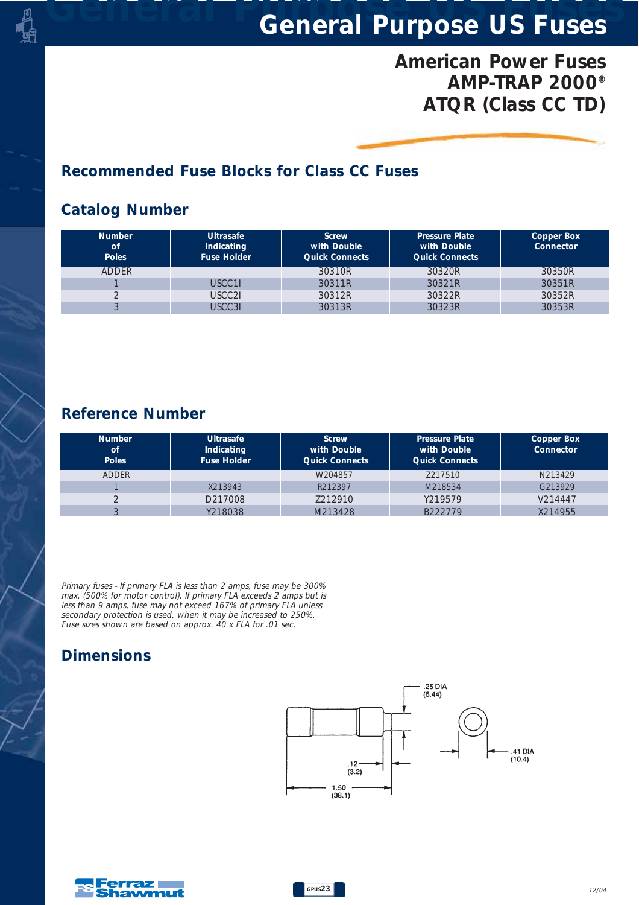# General Purpose US Fuses

## American Power Fuses
## AMP-TRAP 2000®
## ATQR (Class CC TD)

## Recommended Fuse Blocks for Class CC Fuses

### Catalog Number

| Number of Poles | Ultrasafe Indicating Fuse Holder | Screw with Double Quick Connects | Pressure Plate with Double Quick Connects | Copper Box Connector |
|---|---|---|---|---|
| ADDER | | 30310R | 30320R | 30350R |
| 1 | USCC1I | 30311R | 30321R | 30351R |
| 2 | USCC2I | 30312R | 30322R | 30352R |
| 3 | USCC3I | 30313R | 30323R | 30353R |

### Reference Number

| Number of Poles | Ultrasafe Indicating Fuse Holder | Screw with Double Quick Connects | Pressure Plate with Double Quick Connects | Copper Box Connector |
|---|---|---|---|---|
| ADDER | | W204857 | Z217510 | N213429 |
| 1 | X213943 | R212397 | M218534 | G213929 |
| 2 | D217008 | Z212910 | Y219579 | V214447 |
| 3 | Y218038 | M213428 | B222779 | X214955 |

*Primary fuses - If primary FLA is less than 2 amps, fuse may be 300% max. (500% for motor control). If primary FLA exceeds 2 amps but is less than 9 amps, fuse may not exceed 167% of primary FLA unless secondary protection is used, when it may be increased to 250%. Fuse sizes shown are based on approx. 40 x FLA for .01 sec.*

### Dimensions

.25 DIA (6.44)
.41 DIA (10.4)
.12 (3.2)
1.50 (38.1)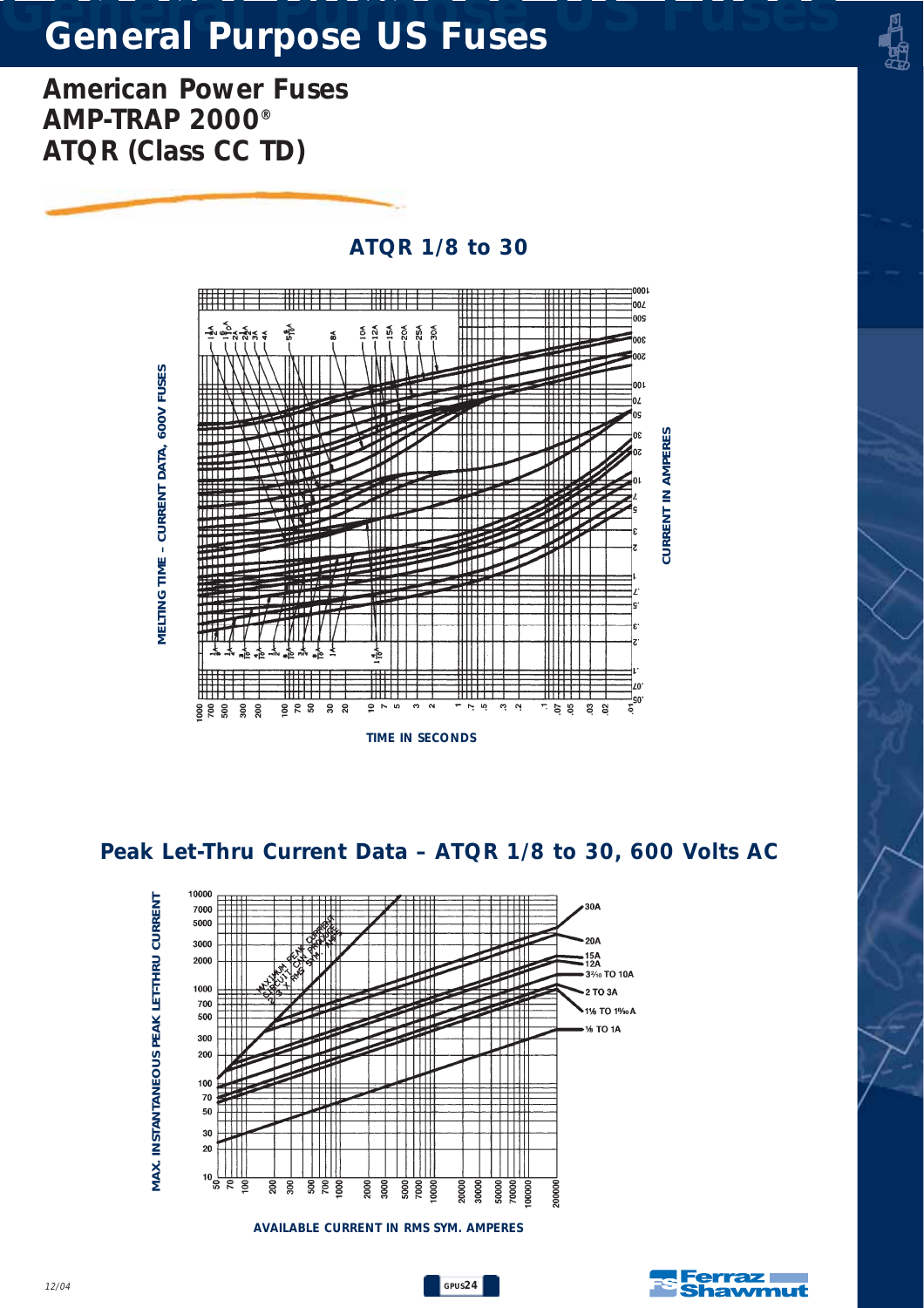# General Purpose US Fuses

## American Power Fuses
## AMP-TRAP 2000®
## ATQR (Class CC TD)

### ATQR 1/8 to 30

MELTING TIME – CURRENT DATA, 600V FUSES

CURRENT IN AMPERES

TIME IN SECONDS

1/2A 1 6/10A 2A 2 1/2A 3A 4A 5 6/10A 8A 10A 12A 15A 20A 25A 30A

1/8A 1/4A 3/10A 4/10A 1/2A 6/10A 3/4A 8/10A 1A 1 4/10A

1000 700 500 300 200 100 70 50 30 20 10 7 5 3 2 1 .7 .5 .3 .2 .1 .07 .05 .03 .02 .01

### Peak Let-Thru Current Data – ATQR 1/8 to 30, 600 Volts AC

MAX. INSTANTANEOUS PEAK LET-THRU CURRENT

MAXIMUM PEAK CURRENT CIRCUIT CAN PRODUCE 2.3 X RMS SYM. AMPS

30A
20A
15A
12A
3 2/10 TO 10A
2 TO 3A
1 1/8 TO 1 8/10 A
1/8 TO 1A

10000 7000 5000 3000 2000 1000 700 500 300 200 100 70 50 30 20 10

50 70 100 200 300 500 700 1000 2000 3000 5000 7000 10000 20000 30000 50000 70000 100000 200000

AVAILABLE CURRENT IN RMS SYM. AMPERES

12/04

Ferraz Shawmut